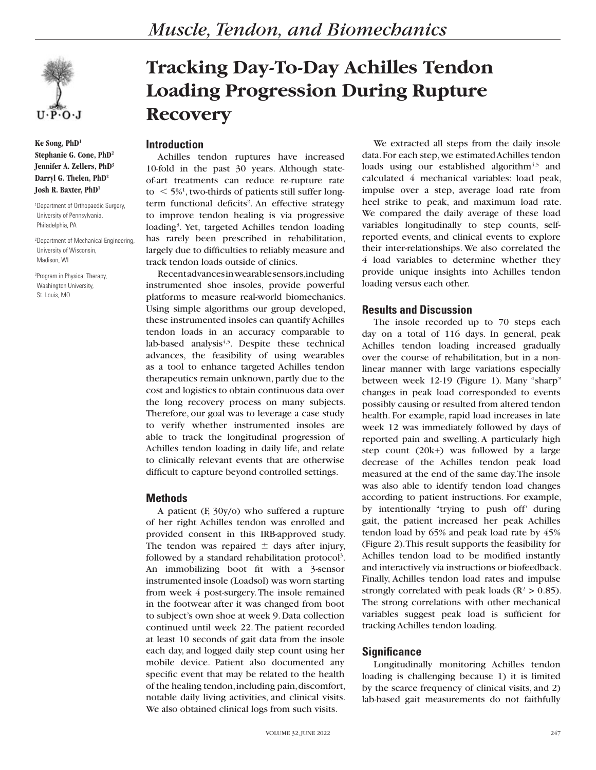# Tracking Day-To-Day Achilles Tendon Loading Progression During Rupture Recovery

**Ke Song, PhD[1]**
**Stephanie G. Cone, PhD[2]**
**Jennifer A. Zellers, PhD[3]**
**Darryl G. Thelen, PhD[2]**
**Josh R. Baxter, PhD[1]**

[1]Department of Orthopaedic Surgery, University of Pennsylvania, Philadelphia, PA

[2]Department of Mechanical Engineering, University of Wisconsin, Madison, WI

[3]Program in Physical Therapy, Washington University, St. Louis, MO

## Introduction

Achilles tendon ruptures have increased 10-fold in the past 30 years. Although state-of-art treatments can reduce re-rupture rate to $< 5\%$[1], two-thirds of patients still suffer long-term functional deficits[2]. An effective strategy to improve tendon healing is via progressive loading[3]. Yet, targeted Achilles tendon loading has rarely been prescribed in rehabilitation, largely due to difficulties to reliably measure and track tendon loads outside of clinics.

Recent advances in wearable sensors, including instrumented shoe insoles, provide powerful platforms to measure real-world biomechanics. Using simple algorithms our group developed, these instrumented insoles can quantify Achilles tendon loads in an accuracy comparable to lab-based analysis[4,5]. Despite these technical advances, the feasibility of using wearables as a tool to enhance targeted Achilles tendon therapeutics remain unknown, partly due to the cost and logistics to obtain continuous data over the long recovery process on many subjects. Therefore, our goal was to leverage a case study to verify whether instrumented insoles are able to track the longitudinal progression of Achilles tendon loading in daily life, and relate to clinically relevant events that are otherwise difficult to capture beyond controlled settings.

## Methods

A patient (F, 30y/o) who suffered a rupture of her right Achilles tendon was enrolled and provided consent in this IRB-approved study. The tendon was repaired ± days after injury, followed by a standard rehabilitation protocol[3]. An immobilizing boot fit with a 3-sensor instrumented insole (Loadsol) was worn starting from week 4 post-surgery. The insole remained in the footwear after it was changed from boot to subject's own shoe at week 9. Data collection continued until week 22. The patient recorded at least 10 seconds of gait data from the insole each day, and logged daily step count using her mobile device. Patient also documented any specific event that may be related to the health of the healing tendon, including pain, discomfort, notable daily living activities, and clinical visits. We also obtained clinical logs from such visits.

We extracted all steps from the daily insole data. For each step, we estimated Achilles tendon loads using our established algorithm[4,5] and calculated 4 mechanical variables: load peak, impulse over a step, average load rate from heel strike to peak, and maximum load rate. We compared the daily average of these load variables longitudinally to step counts, self-reported events, and clinical events to explore their inter-relationships. We also correlated the 4 load variables to determine whether they provide unique insights into Achilles tendon loading versus each other.

## Results and Discussion

The insole recorded up to 70 steps each day on a total of 116 days. In general, peak Achilles tendon loading increased gradually over the course of rehabilitation, but in a non-linear manner with large variations especially between week 12-19 (Figure 1). Many "sharp" changes in peak load corresponded to events possibly causing or resulted from altered tendon health. For example, rapid load increases in late week 12 was immediately followed by days of reported pain and swelling. A particularly high step count (20k+) was followed by a large decrease of the Achilles tendon peak load measured at the end of the same day. The insole was also able to identify tendon load changes according to patient instructions. For example, by intentionally "trying to push off" during gait, the patient increased her peak Achilles tendon load by 65% and peak load rate by 45% (Figure 2). This result supports the feasibility for Achilles tendon load to be modified instantly and interactively via instructions or biofeedback. Finally, Achilles tendon load rates and impulse strongly correlated with peak loads ($R^2 > 0.85$). The strong correlations with other mechanical variables suggest peak load is sufficient for tracking Achilles tendon loading.

## Significance

Longitudinally monitoring Achilles tendon loading is challenging because 1) it is limited by the scarce frequency of clinical visits, and 2) lab-based gait measurements do not faithfully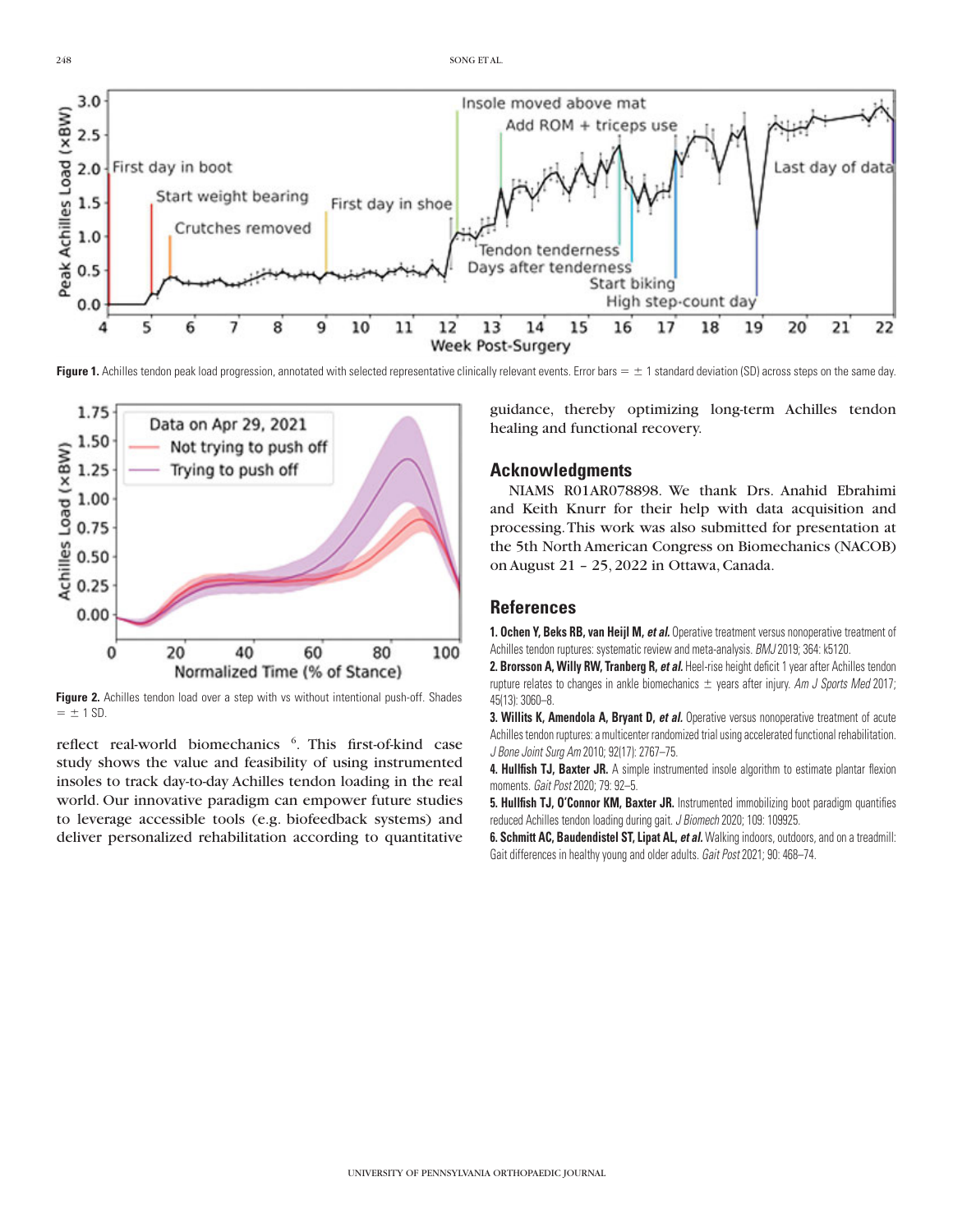Peak Achilles Load (×BW)

3.0
2.5
2.0
1.5
1.0
0.5
0.0

First day in boot
Start weight bearing
Crutches removed
First day in shoe
Insole moved above mat
Add ROM + triceps use
Tendon tenderness
Days after tenderness
Start biking
High step-count day
Last day of data

4 5 6 7 8 9 10 11 12 13 14 15 16 17 18 19 20 21 22

Week Post-Surgery

**Figure 1.** Achilles tendon peak load progression, annotated with selected representative clinically relevant events. Error bars = ± 1 standard deviation (SD) across steps on the same day.

Achilles Load (×BW)

1.75
1.50
1.25
1.00
0.75
0.50
0.25
0.00

Data on Apr 29, 2021
Not trying to push off
Trying to push off

0 20 40 60 80 100

Normalized Time (% of Stance)

**Figure 2.** Achilles tendon load over a step with vs without intentional push-off. Shades = ± 1 SD.

reflect real-world biomechanics [6]. This first-of-kind case study shows the value and feasibility of using instrumented insoles to track day-to-day Achilles tendon loading in the real world. Our innovative paradigm can empower future studies to leverage accessible tools (e.g. biofeedback systems) and deliver personalized rehabilitation according to quantitative guidance, thereby optimizing long-term Achilles tendon healing and functional recovery.

## Acknowledgments

NIAMS R01AR078898. We thank Drs. Anahid Ebrahimi and Keith Knurr for their help with data acquisition and processing. This work was also submitted for presentation at the 5th North American Congress on Biomechanics (NACOB) on August 21 – 25, 2022 in Ottawa, Canada.

## References

**1. Ochen Y, Beks RB, van Heijl M, *et al.*** Operative treatment versus nonoperative treatment of Achilles tendon ruptures: systematic review and meta-analysis. *BMJ* 2019; 364: k5120.

**2. Brorsson A, Willy RW, Tranberg R, *et al.*** Heel-rise height deficit 1 year after Achilles tendon rupture relates to changes in ankle biomechanics ± years after injury. *Am J Sports Med* 2017; 45(13): 3060–8.

**3. Willits K, Amendola A, Bryant D, *et al.*** Operative versus nonoperative treatment of acute Achilles tendon ruptures: a multicenter randomized trial using accelerated functional rehabilitation. *J Bone Joint Surg Am* 2010; 92(17): 2767–75.

**4. Hullfish TJ, Baxter JR.** A simple instrumented insole algorithm to estimate plantar flexion moments. *Gait Post* 2020; 79: 92–5.

**5. Hullfish TJ, O'Connor KM, Baxter JR.** Instrumented immobilizing boot paradigm quantifies reduced Achilles tendon loading during gait. *J Biomech* 2020; 109: 109925.

**6. Schmitt AC, Baudendistel ST, Lipat AL, *et al.*** Walking indoors, outdoors, and on a treadmill: Gait differences in healthy young and older adults. *Gait Post* 2021; 90: 468–74.